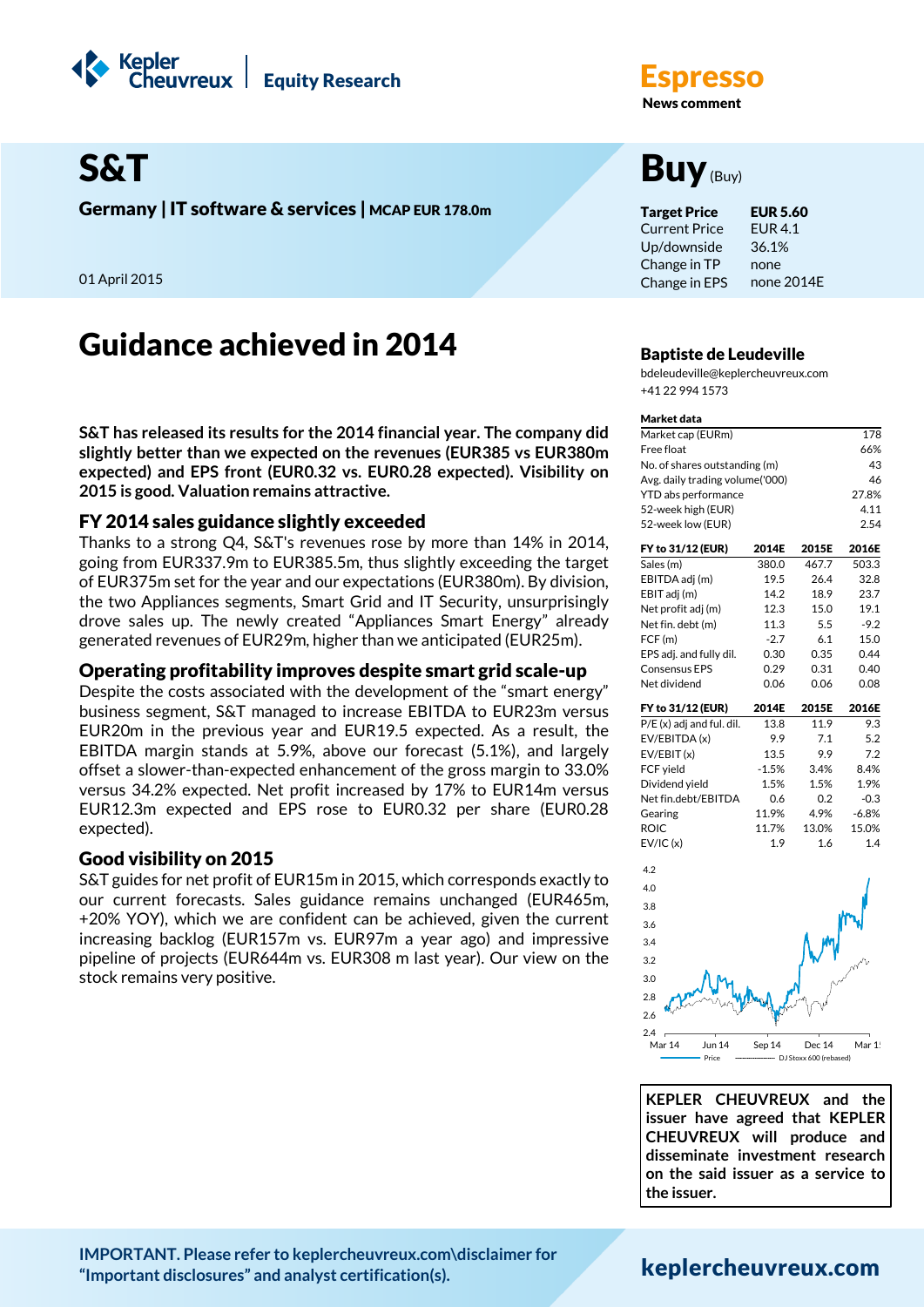Kepler Cheuvreux | Equity Research

# Espresso

**News comment**

# S&T

**Germany | IT software & services | MCAP EUR 178.0m**

01 April 2015

# Buy (Buy)

| | |
|---|---|
| **Target Price** | **EUR 5.60** |
| Current Price | EUR 4.1 |
| Up/downside | 36.1% |
| Change in TP | none |
| Change in EPS | none 2014E |

# Guidance achieved in 2014

**Baptiste de Leudeville**
bdeleudeville@keplercheuvreux.com
+41 22 994 1573

**S&T has released its results for the 2014 financial year. The company did slightly better than we expected on the revenues (EUR385 vs EUR380m expected) and EPS front (EUR0.32 vs. EUR0.28 expected). Visibility on 2015 is good. Valuation remains attractive.**

## FY 2014 sales guidance slightly exceeded

Thanks to a strong Q4, S&T's revenues rose by more than 14% in 2014, going from EUR337.9m to EUR385.5m, thus slightly exceeding the target of EUR375m set for the year and our expectations (EUR380m). By division, the two Appliances segments, Smart Grid and IT Security, unsurprisingly drove sales up. The newly created "Appliances Smart Energy" already generated revenues of EUR29m, higher than we anticipated (EUR25m).

## Operating profitability improves despite smart grid scale-up

Despite the costs associated with the development of the "smart energy" business segment, S&T managed to increase EBITDA to EUR23m versus EUR20m in the previous year and EUR19.5 expected. As a result, the EBITDA margin stands at 5.9%, above our forecast (5.1%), and largely offset a slower-than-expected enhancement of the gross margin to 33.0% versus 34.2% expected. Net profit increased by 17% to EUR14m versus EUR12.3m expected and EPS rose to EUR0.32 per share (EUR0.28 expected).

## Good visibility on 2015

S&T guides for net profit of EUR15m in 2015, which corresponds exactly to our current forecasts. Sales guidance remains unchanged (EUR465m, +20% YOY), which we are confident can be achieved, given the current increasing backlog (EUR157m vs. EUR97m a year ago) and impressive pipeline of projects (EUR644m vs. EUR308 m last year). Our view on the stock remains very positive.

**Market data**

| | |
|---|---|
| Market cap (EURm) | 178 |
| Free float | 66% |
| No. of shares outstanding (m) | 43 |
| Avg. daily trading volume('000) | 46 |
| YTD abs performance | 27.8% |
| 52-week high (EUR) | 4.11 |
| 52-week low (EUR) | 2.54 |

| FY to 31/12 (EUR) | 2014E | 2015E | 2016E |
|---|---|---|---|
| Sales (m) | 380.0 | 467.7 | 503.3 |
| EBITDA adj (m) | 19.5 | 26.4 | 32.8 |
| EBIT adj (m) | 14.2 | 18.9 | 23.7 |
| Net profit adj (m) | 12.3 | 15.0 | 19.1 |
| Net fin. debt (m) | 11.3 | 5.5 | -9.2 |
| FCF (m) | -2.7 | 6.1 | 15.0 |
| EPS adj. and fully dil. | 0.30 | 0.35 | 0.44 |
| Consensus EPS | 0.29 | 0.31 | 0.40 |
| Net dividend | 0.06 | 0.06 | 0.08 |

| FY to 31/12 (EUR) | 2014E | 2015E | 2016E |
|---|---|---|---|
| P/E (x) adj and ful. dil. | 13.8 | 11.9 | 9.3 |
| EV/EBITDA (x) | 9.9 | 7.1 | 5.2 |
| EV/EBIT (x) | 13.5 | 9.9 | 7.2 |
| FCF yield | -1.5% | 3.4% | 8.4% |
| Dividend yield | 1.5% | 1.5% | 1.9% |
| Net fin.debt/EBITDA | 0.6 | 0.2 | -0.3 |
| Gearing | 11.9% | 4.9% | -6.8% |
| ROIC | 11.7% | 13.0% | 15.0% |
| EV/IC (x) | 1.9 | 1.6 | 1.4 |

Price — DJ Stoxx 600 (rebased)

**KEPLER CHEUVREUX and the issuer have agreed that KEPLER CHEUVREUX will produce and disseminate investment research on the said issuer as a service to the issuer.**

**IMPORTANT. Please refer to keplercheuvreux.com\disclaimer for "Important disclosures" and analyst certification(s).**

**keplercheuvreux.com**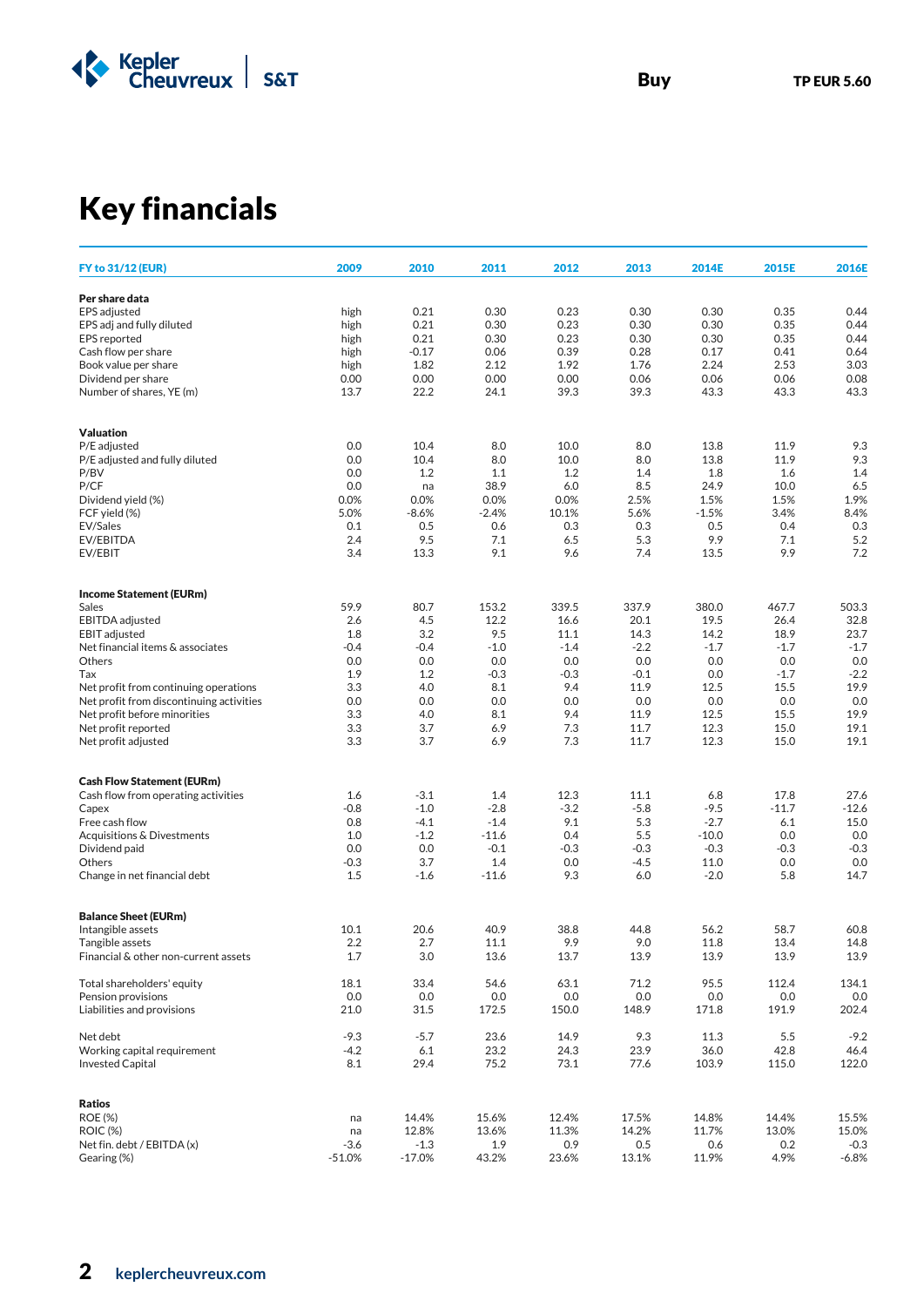Buy TP EUR 5.60

# Key financials

| FY to 31/12 (EUR) | 2009 | 2010 | 2011 | 2012 | 2013 | 2014E | 2015E | 2016E |
|---|---|---|---|---|---|---|---|---|
| **Per share data** | | | | | | | | |
| EPS adjusted | high | 0.21 | 0.30 | 0.23 | 0.30 | 0.30 | 0.35 | 0.44 |
| EPS adj and fully diluted | high | 0.21 | 0.30 | 0.23 | 0.30 | 0.30 | 0.35 | 0.44 |
| EPS reported | high | 0.21 | 0.30 | 0.23 | 0.30 | 0.30 | 0.35 | 0.44 |
| Cash flow per share | high | -0.17 | 0.06 | 0.39 | 0.28 | 0.17 | 0.41 | 0.64 |
| Book value per share | high | 1.82 | 2.12 | 1.92 | 1.76 | 2.24 | 2.53 | 3.03 |
| Dividend per share | 0.00 | 0.00 | 0.00 | 0.00 | 0.06 | 0.06 | 0.06 | 0.08 |
| Number of shares, YE (m) | 13.7 | 22.2 | 24.1 | 39.3 | 39.3 | 43.3 | 43.3 | 43.3 |
| **Valuation** | | | | | | | | |
| P/E adjusted | 0.0 | 10.4 | 8.0 | 10.0 | 8.0 | 13.8 | 11.9 | 9.3 |
| P/E adjusted and fully diluted | 0.0 | 10.4 | 8.0 | 10.0 | 8.0 | 13.8 | 11.9 | 9.3 |
| P/BV | 0.0 | 1.2 | 1.1 | 1.2 | 1.4 | 1.8 | 1.6 | 1.4 |
| P/CF | 0.0 | na | 38.9 | 6.0 | 8.5 | 24.9 | 10.0 | 6.5 |
| Dividend yield (%) | 0.0% | 0.0% | 0.0% | 0.0% | 2.5% | 1.5% | 1.5% | 1.9% |
| FCF yield (%) | 5.0% | -8.6% | -2.4% | 10.1% | 5.6% | -1.5% | 3.4% | 8.4% |
| EV/Sales | 0.1 | 0.5 | 0.6 | 0.3 | 0.3 | 0.5 | 0.4 | 0.3 |
| EV/EBITDA | 2.4 | 9.5 | 7.1 | 6.5 | 5.3 | 9.9 | 7.1 | 5.2 |
| EV/EBIT | 3.4 | 13.3 | 9.1 | 9.6 | 7.4 | 13.5 | 9.9 | 7.2 |
| **Income Statement (EURm)** | | | | | | | | |
| Sales | 59.9 | 80.7 | 153.2 | 339.5 | 337.9 | 380.0 | 467.7 | 503.3 |
| EBITDA adjusted | 2.6 | 4.5 | 12.2 | 16.6 | 20.1 | 19.5 | 26.4 | 32.8 |
| EBIT adjusted | 1.8 | 3.2 | 9.5 | 11.1 | 14.3 | 14.2 | 18.9 | 23.7 |
| Net financial items & associates | -0.4 | -0.4 | -1.0 | -1.4 | -2.2 | -1.7 | -1.7 | -1.7 |
| Others | 0.0 | 0.0 | 0.0 | 0.0 | 0.0 | 0.0 | 0.0 | 0.0 |
| Tax | 1.9 | 1.2 | -0.3 | -0.3 | -0.1 | 0.0 | -1.7 | -2.2 |
| Net profit from continuing operations | 3.3 | 4.0 | 8.1 | 9.4 | 11.9 | 12.5 | 15.5 | 19.9 |
| Net profit from discontinuing activities | 0.0 | 0.0 | 0.0 | 0.0 | 0.0 | 0.0 | 0.0 | 0.0 |
| Net profit before minorities | 3.3 | 4.0 | 8.1 | 9.4 | 11.9 | 12.5 | 15.5 | 19.9 |
| Net profit reported | 3.3 | 3.7 | 6.9 | 7.3 | 11.7 | 12.3 | 15.0 | 19.1 |
| Net profit adjusted | 3.3 | 3.7 | 6.9 | 7.3 | 11.7 | 12.3 | 15.0 | 19.1 |
| **Cash Flow Statement (EURm)** | | | | | | | | |
| Cash flow from operating activities | 1.6 | -3.1 | 1.4 | 12.3 | 11.1 | 6.8 | 17.8 | 27.6 |
| Capex | -0.8 | -1.0 | -2.8 | -3.2 | -5.8 | -9.5 | -11.7 | -12.6 |
| Free cash flow | 0.8 | -4.1 | -1.4 | 9.1 | 5.3 | -2.7 | 6.1 | 15.0 |
| Acquisitions & Divestments | 1.0 | -1.2 | -11.6 | 0.4 | 5.5 | -10.0 | 0.0 | 0.0 |
| Dividend paid | 0.0 | 0.0 | -0.1 | -0.3 | -0.3 | -0.3 | -0.3 | -0.3 |
| Others | -0.3 | 3.7 | 1.4 | 0.0 | -4.5 | 11.0 | 0.0 | 0.0 |
| Change in net financial debt | 1.5 | -1.6 | -11.6 | 9.3 | 6.0 | -2.0 | 5.8 | 14.7 |
| **Balance Sheet (EURm)** | | | | | | | | |
| Intangible assets | 10.1 | 20.6 | 40.9 | 38.8 | 44.8 | 56.2 | 58.7 | 60.8 |
| Tangible assets | 2.2 | 2.7 | 11.1 | 9.9 | 9.0 | 11.8 | 13.4 | 14.8 |
| Financial & other non-current assets | 1.7 | 3.0 | 13.6 | 13.7 | 13.9 | 13.9 | 13.9 | 13.9 |
| Total shareholders' equity | 18.1 | 33.4 | 54.6 | 63.1 | 71.2 | 95.5 | 112.4 | 134.1 |
| Pension provisions | 0.0 | 0.0 | 0.0 | 0.0 | 0.0 | 0.0 | 0.0 | 0.0 |
| Liabilities and provisions | 21.0 | 31.5 | 172.5 | 150.0 | 148.9 | 171.8 | 191.9 | 202.4 |
| Net debt | -9.3 | -5.7 | 23.6 | 14.9 | 9.3 | 11.3 | 5.5 | -9.2 |
| Working capital requirement | -4.2 | 6.1 | 23.2 | 24.3 | 23.9 | 36.0 | 42.8 | 46.4 |
| Invested Capital | 8.1 | 29.4 | 75.2 | 73.1 | 77.6 | 103.9 | 115.0 | 122.0 |
| **Ratios** | | | | | | | | |
| ROE (%) | na | 14.4% | 15.6% | 12.4% | 17.5% | 14.8% | 14.4% | 15.5% |
| ROIC (%) | na | 12.8% | 13.6% | 11.3% | 14.2% | 11.7% | 13.0% | 15.0% |
| Net fin. debt / EBITDA (x) | -3.6 | -1.3 | 1.9 | 0.9 | 0.5 | 0.6 | 0.2 | -0.3 |
| Gearing (%) | -51.0% | -17.0% | 43.2% | 23.6% | 13.1% | 11.9% | 4.9% | -6.8% |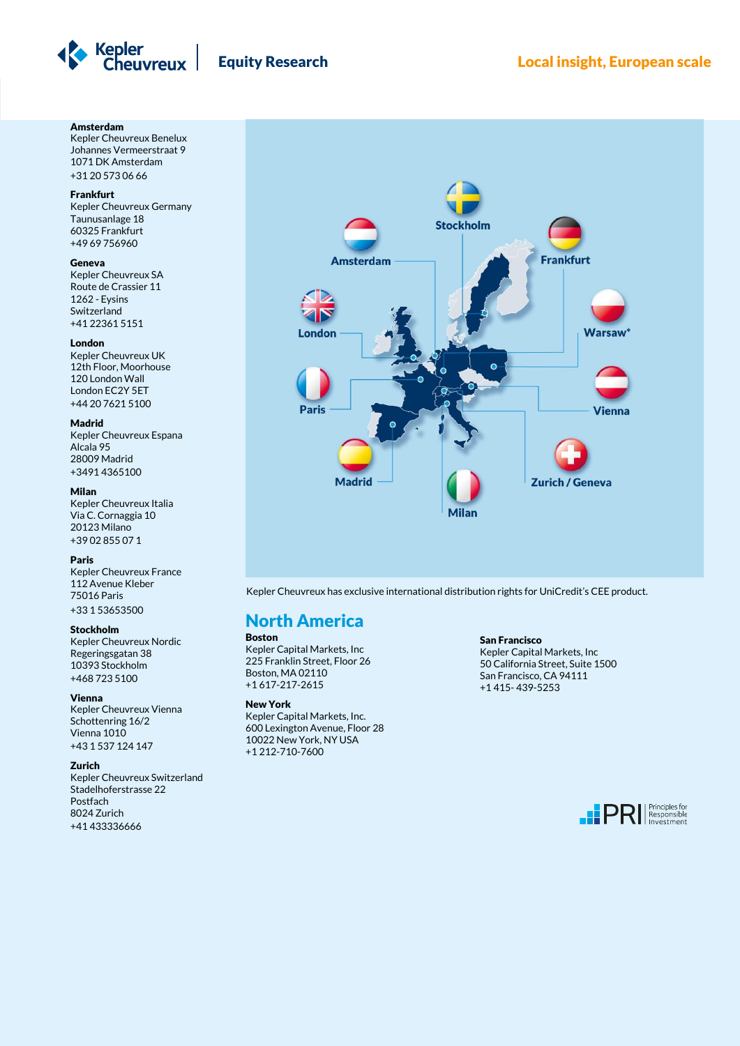Kepler Cheuvreux | Equity Research

Local insight, European scale

**Amsterdam**
Kepler Cheuvreux Benelux
Johannes Vermeerstraat 9
1071 DK Amsterdam
+31 20 573 06 66

**Frankfurt**
Kepler Cheuvreux Germany
Taunusanlage 18
60325 Frankfurt
+49 69 756960

**Geneva**
Kepler Cheuvreux SA
Route de Crassier 11
1262 - Eysins
Switzerland
+41 22361 5151

**London**
Kepler Cheuvreux UK
12th Floor, Moorhouse
120 London Wall
London EC2Y 5ET
+44 20 7621 5100

**Madrid**
Kepler Cheuvreux Espana
Alcala 95
28009 Madrid
+3491 4365100

**Milan**
Kepler Cheuvreux Italia
Via C. Cornaggia 10
20123 Milano
+39 02 855 07 1

**Paris**
Kepler Cheuvreux France
112 Avenue Kleber
75016 Paris
+33 1 53653500

**Stockholm**
Kepler Cheuvreux Nordic
Regeringsgatan 38
10393 Stockholm
+468 723 5100

**Vienna**
Kepler Cheuvreux Vienna
Schottenring 16/2
Vienna 1010
+43 1 537 124 147

**Zurich**
Kepler Cheuvreux Switzerland
Stadelhoferstrasse 22
Postfach
8024 Zurich
+41 433336666

Stockholm
Amsterdam
Frankfurt
London
Warsaw*
Paris
Vienna
Madrid
Milan
Zurich / Geneva

Kepler Cheuvreux has exclusive international distribution rights for UniCredit's CEE product.

## North America

**Boston**
Kepler Capital Markets, Inc
225 Franklin Street, Floor 26
Boston, MA 02110
+1 617-217-2615

**New York**
Kepler Capital Markets, Inc.
600 Lexington Avenue, Floor 28
10022 New York, NY USA
+1 212-710-7600

**San Francisco**
Kepler Capital Markets, Inc
50 California Street, Suite 1500
San Francisco, CA 94111
+1 415- 439-5253

PRI Principles for Responsible Investment